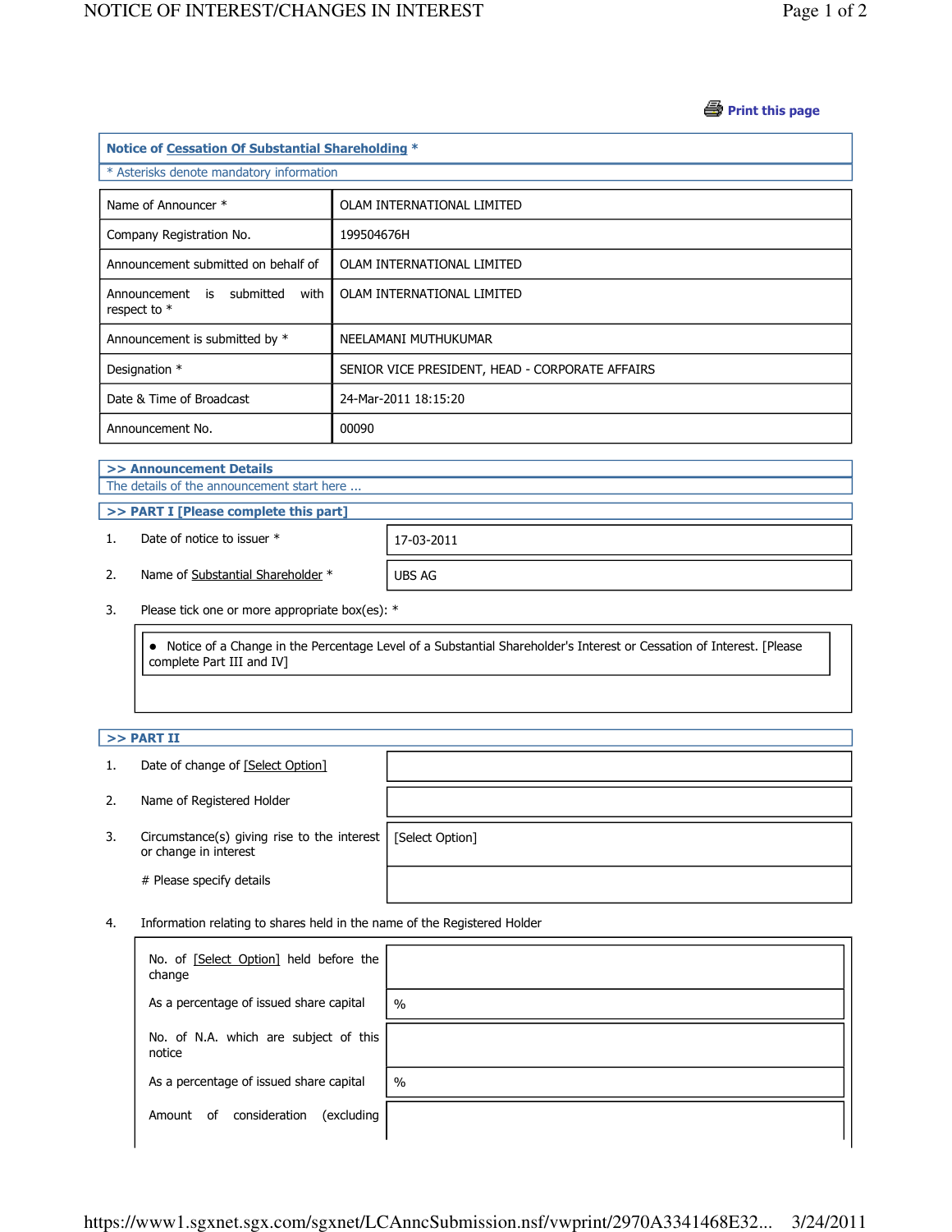Print this page

## Notice of Cessation Of Substantial Shareholding *

* Asterisks denote mandatory information

| | |
|---|---|
| Name of Announcer * | OLAM INTERNATIONAL LIMITED |
| Company Registration No. | 199504676H |
| Announcement submitted on behalf of | OLAM INTERNATIONAL LIMITED |
| Announcement is submitted with respect to * | OLAM INTERNATIONAL LIMITED |
| Announcement is submitted by * | NEELAMANI MUTHUKUMAR |
| Designation * | SENIOR VICE PRESIDENT, HEAD - CORPORATE AFFAIRS |
| Date & Time of Broadcast | 24-Mar-2011 18:15:20 |
| Announcement No. | 00090 |

### >> Announcement Details

The details of the announcement start here ...

### >> PART I [Please complete this part]

1. Date of notice to issuer * — 17-03-2011
2. Name of Substantial Shareholder * — UBS AG
3. Please tick one or more appropriate box(es): *
   - Notice of a Change in the Percentage Level of a Substantial Shareholder's Interest or Cessation of Interest. [Please complete Part III and IV]

### >> PART II

1. Date of change of [Select Option]
2. Name of Registered Holder
3. Circumstance(s) giving rise to the interest or change in interest — [Select Option]

   # Please specify details

4. Information relating to shares held in the name of the Registered Holder

| | |
|---|---|
| No. of [Select Option] held before the change | |
| As a percentage of issued share capital | % |
| No. of N.A. which are subject of this notice | |
| As a percentage of issued share capital | % |
| Amount of consideration (excluding | |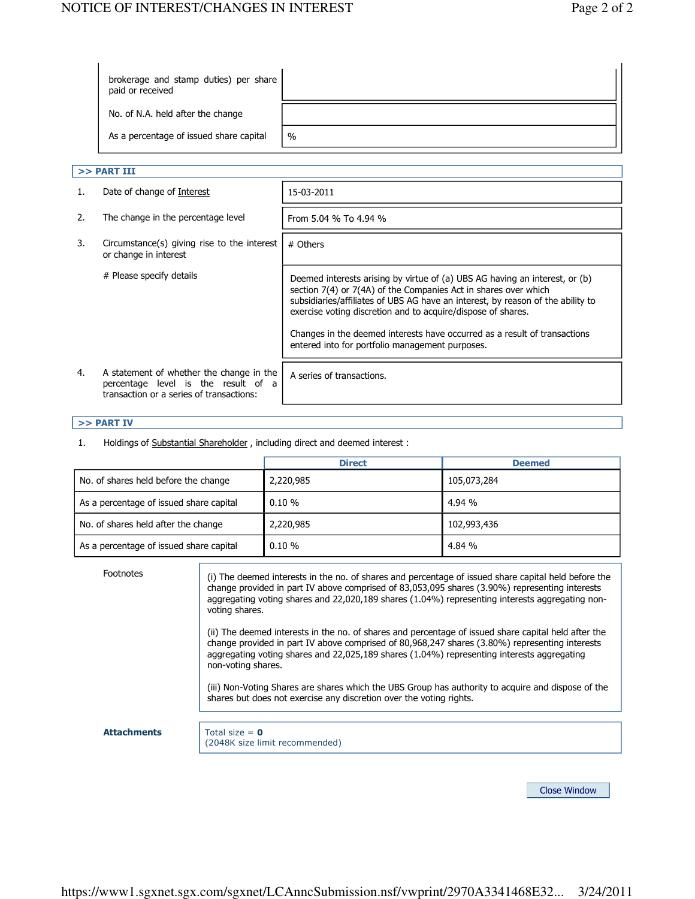| | |
|---|---|
| brokerage and stamp duties) per share paid or received | |
| No. of N.A. held after the change | |
| As a percentage of issued share capital | % |

## >> PART III

| | | |
|---|---|---|
| 1. | Date of change of Interest | 15-03-2011 |
| 2. | The change in the percentage level | From 5.04 % To 4.94 % |
| 3. | Circumstance(s) giving rise to the interest or change in interest | # Others |
| | # Please specify details | Deemed interests arising by virtue of (a) UBS AG having an interest, or (b) section 7(4) or 7(4A) of the Companies Act in shares over which subsidiaries/affiliates of UBS AG have an interest, by reason of the ability to exercise voting discretion and to acquire/dispose of shares.<br><br>Changes in the deemed interests have occurred as a result of transactions entered into for portfolio management purposes. |
| 4. | A statement of whether the change in the percentage level is the result of a transaction or a series of transactions: | A series of transactions. |

## >> PART IV

1. Holdings of Substantial Shareholder , including direct and deemed interest :

| | Direct | Deemed |
|---|---|---|
| No. of shares held before the change | 2,220,985 | 105,073,284 |
| As a percentage of issued share capital | 0.10 % | 4.94 % |
| No. of shares held after the change | 2,220,985 | 102,993,436 |
| As a percentage of issued share capital | 0.10 % | 4.84 % |

Footnotes

(i) The deemed interests in the no. of shares and percentage of issued share capital held before the change provided in part IV above comprised of 83,053,095 shares (3.90%) representing interests aggregating voting shares and 22,020,189 shares (1.04%) representing interests aggregating non-voting shares.

(ii) The deemed interests in the no. of shares and percentage of issued share capital held after the change provided in part IV above comprised of 80,968,247 shares (3.80%) representing interests aggregating voting shares and 22,025,189 shares (1.04%) representing interests aggregating non-voting shares.

(iii) Non-Voting Shares are shares which the UBS Group has authority to acquire and dispose of the shares but does not exercise any discretion over the voting rights.

**Attachments**

Total size = **0**
(2048K size limit recommended)

Close Window